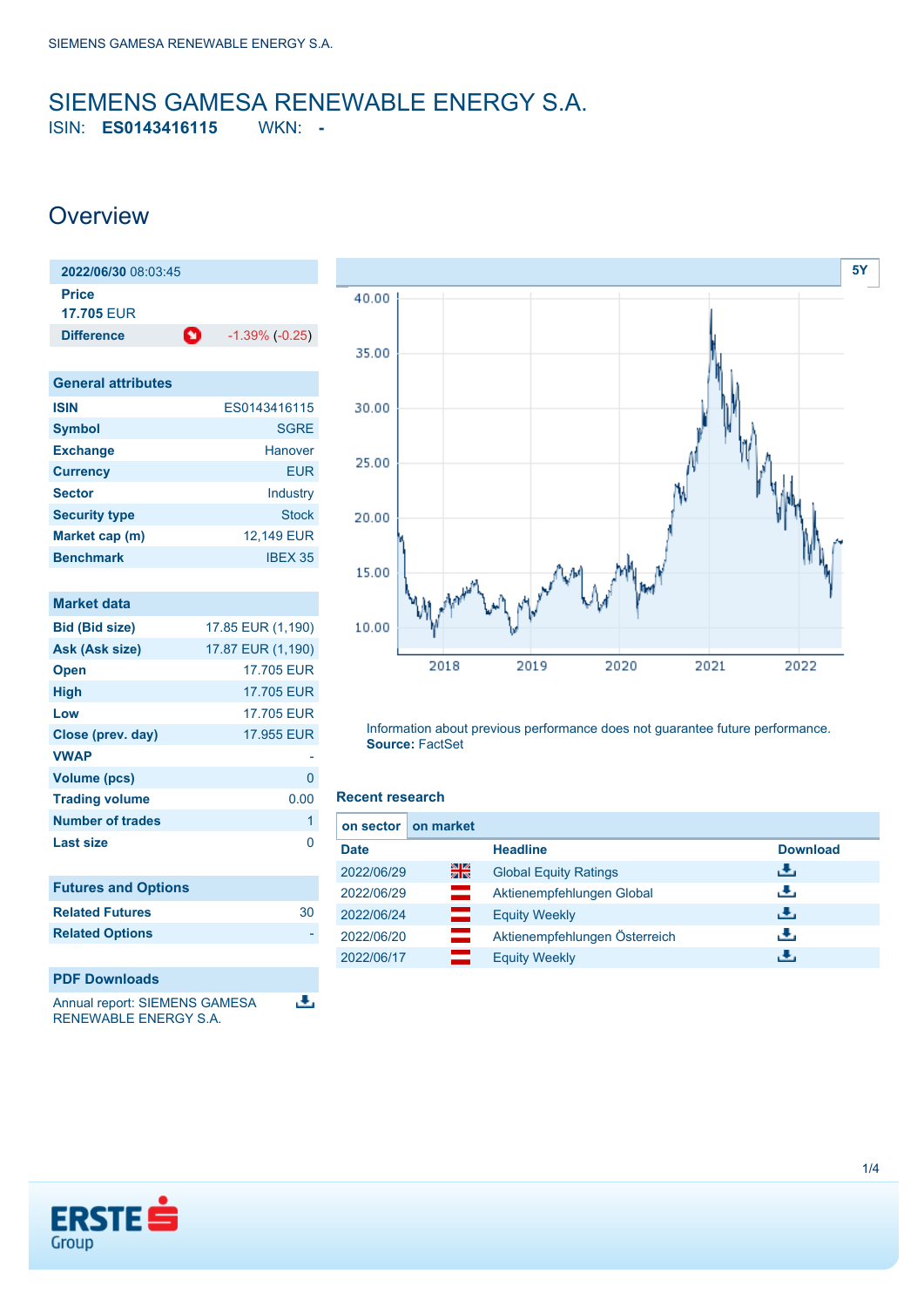# SIEMENS GAMESA RENEWABLE ENERGY S.A.

ISIN: **ES0143416115** WKN: **-**

## Overview

| **2022/06/30** 08:03:45 | |
|---|---|
| **Price** | |
| **17.705 EUR** | |
| **Difference** | -1.39% (-0.25) |

| General attributes | |
|---|---|
| **ISIN** | ES0143416115 |
| **Symbol** | SGRE |
| **Exchange** | Hanover |
| **Currency** | EUR |
| **Sector** | Industry |
| **Security type** | Stock |
| **Market cap (m)** | 12,149 EUR |
| **Benchmark** | IBEX 35 |

| Market data | |
|---|---|
| **Bid (Bid size)** | 17.85 EUR (1,190) |
| **Ask (Ask size)** | 17.87 EUR (1,190) |
| **Open** | 17.705 EUR |
| **High** | 17.705 EUR |
| **Low** | 17.705 EUR |
| **Close (prev. day)** | 17.955 EUR |
| **VWAP** | - |
| **Volume (pcs)** | 0 |
| **Trading volume** | 0.00 |
| **Number of trades** | 1 |
| **Last size** | 0 |

| Futures and Options | |
|---|---|
| **Related Futures** | 30 |
| **Related Options** | - |

**PDF Downloads**

Annual report: SIEMENS GAMESA RENEWABLE ENERGY S.A.

Information about previous performance does not guarantee future performance.
**Source:** FactSet

### Recent research

| Date | Headline | Download |
|---|---|---|
| 2022/06/29 | Global Equity Ratings | |
| 2022/06/29 | Aktienempfehlungen Global | |
| 2022/06/24 | Equity Weekly | |
| 2022/06/20 | Aktienempfehlungen Österreich | |
| 2022/06/17 | Equity Weekly | |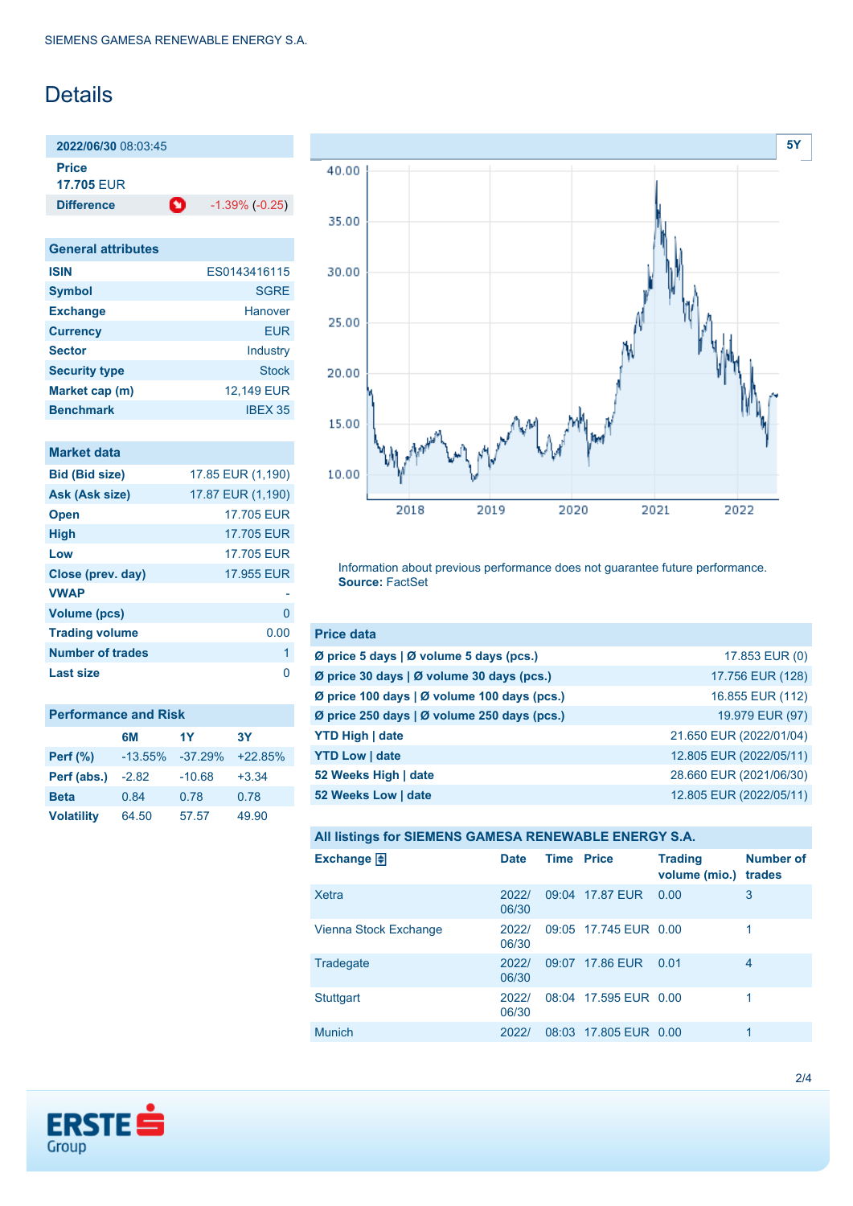# Details

| 2022/06/30 08:03:45 | |
|---|---|
| **Price** 17.705 EUR | |
| **Difference** | -1.39% (-0.25) |

## General attributes

| | |
|---|---|
| **ISIN** | ES0143416115 |
| **Symbol** | SGRE |
| **Exchange** | Hanover |
| **Currency** | EUR |
| **Sector** | Industry |
| **Security type** | Stock |
| **Market cap (m)** | 12,149 EUR |
| **Benchmark** | IBEX 35 |

## Market data

| | |
|---|---|
| **Bid (Bid size)** | 17.85 EUR (1,190) |
| **Ask (Ask size)** | 17.87 EUR (1,190) |
| **Open** | 17.705 EUR |
| **High** | 17.705 EUR |
| **Low** | 17.705 EUR |
| **Close (prev. day)** | 17.955 EUR |
| **VWAP** | - |
| **Volume (pcs)** | 0 |
| **Trading volume** | 0.00 |
| **Number of trades** | 1 |
| **Last size** | 0 |

## Performance and Risk

| | 6M | 1Y | 3Y |
|---|---|---|---|
| **Perf (%)** | -13.55% | -37.29% | +22.85% |
| **Perf (abs.)** | -2.82 | -10.68 | +3.34 |
| **Beta** | 0.84 | 0.78 | 0.78 |
| **Volatility** | 64.50 | 57.57 | 49.90 |

Information about previous performance does not guarantee future performance.
**Source:** FactSet

## Price data

| | |
|---|---|
| **Ø price 5 days \| Ø volume 5 days (pcs.)** | 17.853 EUR (0) |
| **Ø price 30 days \| Ø volume 30 days (pcs.)** | 17.756 EUR (128) |
| **Ø price 100 days \| Ø volume 100 days (pcs.)** | 16.855 EUR (112) |
| **Ø price 250 days \| Ø volume 250 days (pcs.)** | 19.979 EUR (97) |
| **YTD High \| date** | 21.650 EUR (2022/01/04) |
| **YTD Low \| date** | 12.805 EUR (2022/05/11) |
| **52 Weeks High \| date** | 28.660 EUR (2021/06/30) |
| **52 Weeks Low \| date** | 12.805 EUR (2022/05/11) |

## All listings for SIEMENS GAMESA RENEWABLE ENERGY S.A.

| Exchange | Date | Time | Price | Trading volume (mio.) | Number of trades |
|---|---|---|---|---|---|
| Xetra | 2022/06/30 | 09:04 | 17.87 EUR | 0.00 | 3 |
| Vienna Stock Exchange | 2022/06/30 | 09:05 | 17.745 EUR | 0.00 | 1 |
| Tradegate | 2022/06/30 | 09:07 | 17.86 EUR | 0.01 | 4 |
| Stuttgart | 2022/06/30 | 08:04 | 17.595 EUR | 0.00 | 1 |
| Munich | 2022/ | 08:03 | 17.805 EUR | 0.00 | 1 |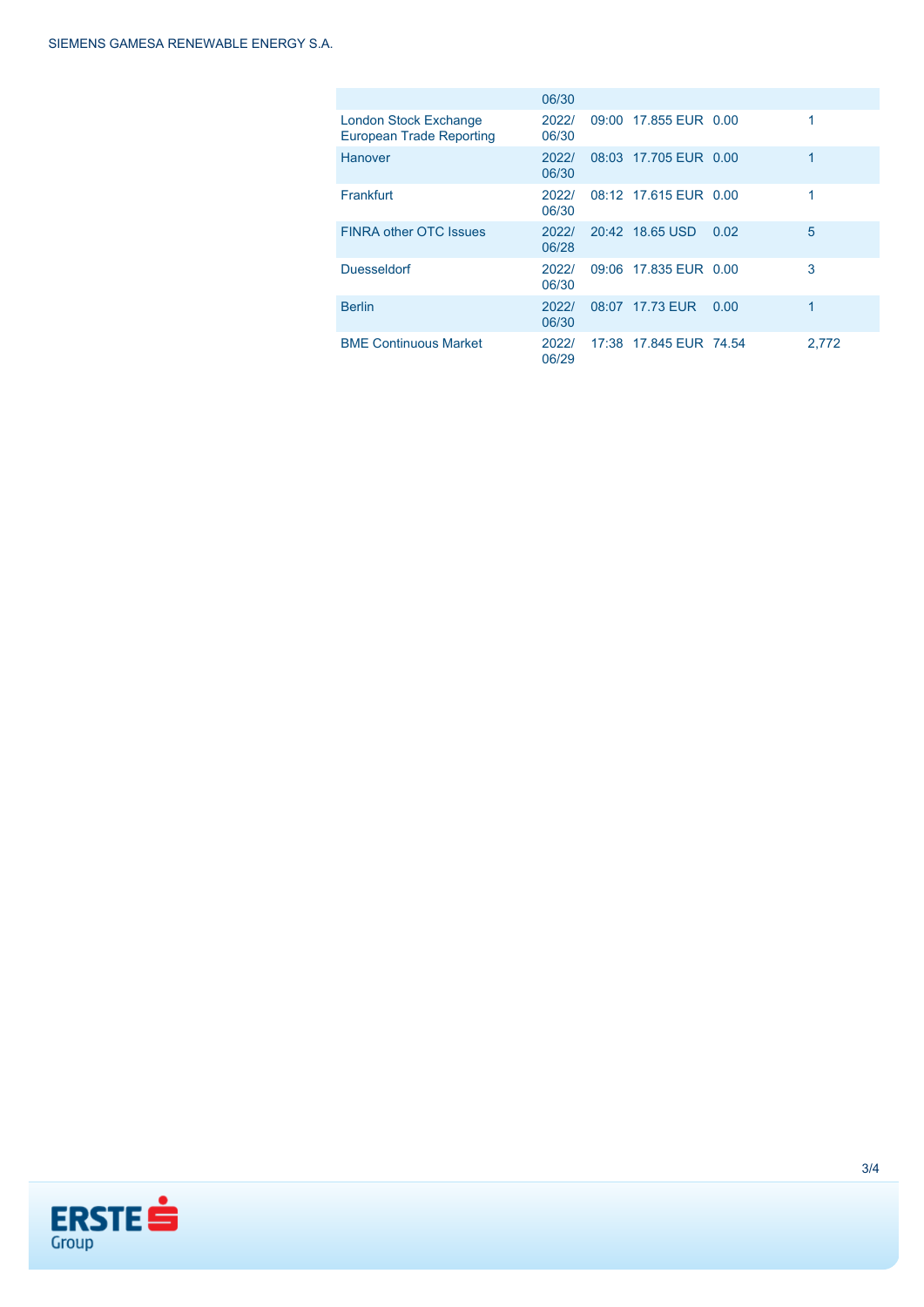|  | 06/30 |  |  |  |  |
| --- | --- | --- | --- | --- | --- |
| London Stock Exchange European Trade Reporting | 2022/ 06/30 | 09:00 | 17.855 EUR | 0.00 | 1 |
| Hanover | 2022/ 06/30 | 08:03 | 17.705 EUR | 0.00 | 1 |
| Frankfurt | 2022/ 06/30 | 08:12 | 17.615 EUR | 0.00 | 1 |
| FINRA other OTC Issues | 2022/ 06/28 | 20:42 | 18.65 USD | 0.02 | 5 |
| Duesseldorf | 2022/ 06/30 | 09:06 | 17.835 EUR | 0.00 | 3 |
| Berlin | 2022/ 06/30 | 08:07 | 17.73 EUR | 0.00 | 1 |
| BME Continuous Market | 2022/ 06/29 | 17:38 | 17.845 EUR | 74.54 | 2,772 |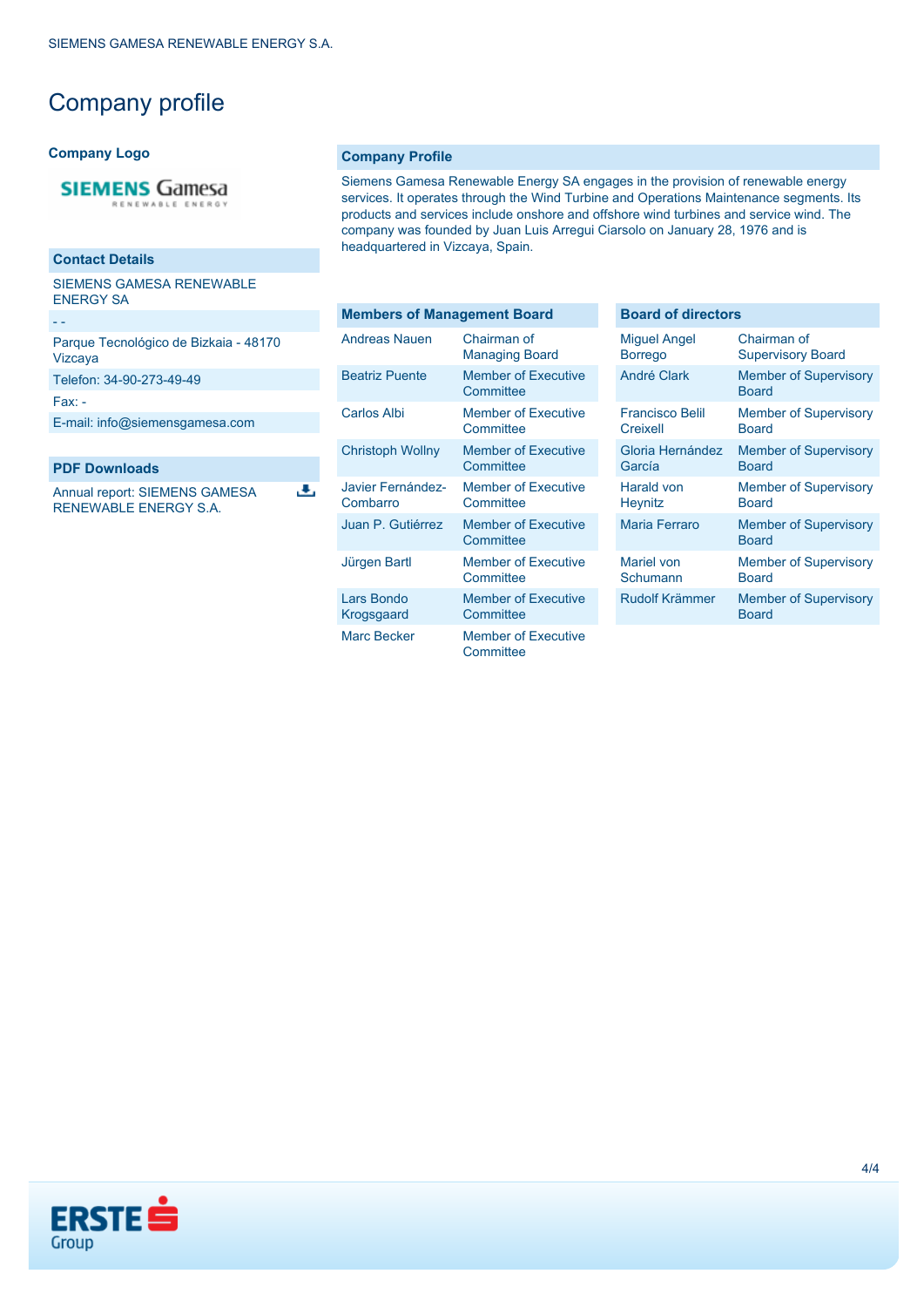# Company profile

### Company Logo

### Contact Details

SIEMENS GAMESA RENEWABLE ENERGY SA

- -

Parque Tecnológico de Bizkaia - 48170 Vizcaya

Telefon: 34-90-273-49-49

Fax: -

E-mail: info@siemensgamesa.com

### PDF Downloads

Annual report: SIEMENS GAMESA RENEWABLE ENERGY S.A.

### Company Profile

Siemens Gamesa Renewable Energy SA engages in the provision of renewable energy services. It operates through the Wind Turbine and Operations Maintenance segments. Its products and services include onshore and offshore wind turbines and service wind. The company was founded by Juan Luis Arregui Ciarsolo on January 28, 1976 and is headquartered in Vizcaya, Spain.

### Members of Management Board

| | |
|---|---|
| Andreas Nauen | Chairman of Managing Board |
| Beatriz Puente | Member of Executive Committee |
| Carlos Albi | Member of Executive Committee |
| Christoph Wollny | Member of Executive Committee |
| Javier Fernández-Combarro | Member of Executive Committee |
| Juan P. Gutiérrez | Member of Executive Committee |
| Jürgen Bartl | Member of Executive Committee |
| Lars Bondo Krogsgaard | Member of Executive Committee |
| Marc Becker | Member of Executive Committee |

### Board of directors

| | |
|---|---|
| Miguel Angel Borrego | Chairman of Supervisory Board |
| André Clark | Member of Supervisory Board |
| Francisco Belil Creixell | Member of Supervisory Board |
| Gloria Hernández García | Member of Supervisory Board |
| Harald von Heynitz | Member of Supervisory Board |
| Maria Ferraro | Member of Supervisory Board |
| Mariel von Schumann | Member of Supervisory Board |
| Rudolf Krämmer | Member of Supervisory Board |